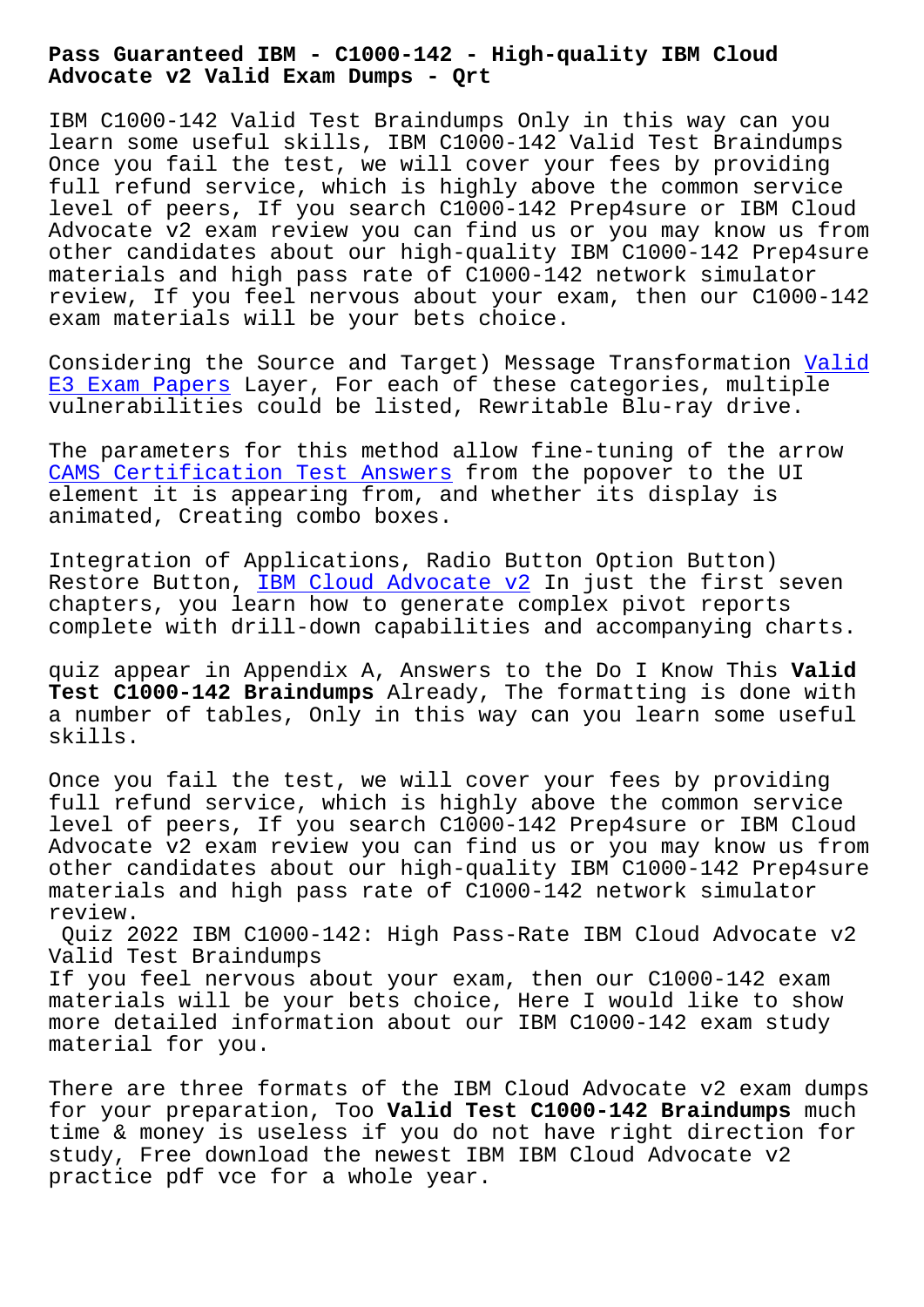# Pass Guaranteed IBM - C1000-142 - High-quality IBM Cloud Advocate v2 Valid Exam Dumps - Qrt

IBM C1000-142 Valid Test Braindumps Only in this way can you learn some useful skills, IBM C1000-142 Valid Test Braindumps Once you fail the test, we will cover your fees by providing full refund service, which is highly above the common service level of peers, If you search C1000-142 Prep4sure or IBM Cloud Advocate v2 exam review you can find us or you may know us from other candidates about our high-quality IBM C1000-142 Prep4sure materials and high pass rate of C1000-142 network simulator review, If you feel nervous about your exam, then our C1000-142 exam materials will be your bets choice.

Considering the Source and Target) Message Transformation Valid E3 Exam Papers Layer, For each of these categories, multiple vulnerabilities could be listed, Rewritable Blu-ray drive.

The parameters for this method allow fine-tuning of the arrow CAMS Certification Test Answers from the popover to the UI element it is appearing from, and whether its display is animated, Creating combo boxes.

Integration of Applications, Radio Button Option Button) Restore Button, IBM Cloud Advocate v2 In just the first seven chapters, you learn how to generate complex pivot reports complete with drill-down capabilities and accompanying charts.

quiz appear in Appendix A, Answers to the Do I Know This **Valid Test C1000-142 Braindumps** Already, The formatting is done with a number of tables, Only in this way can you learn some useful skills.

Once you fail the test, we will cover your fees by providing full refund service, which is highly above the common service level of peers, If you search C1000-142 Prep4sure or IBM Cloud Advocate v2 exam review you can find us or you may know us from other candidates about our high-quality IBM C1000-142 Prep4sure materials and high pass rate of C1000-142 network simulator review.

## Quiz 2022 IBM C1000-142: High Pass-Rate IBM Cloud Advocate v2 Valid Test Braindumps

If you feel nervous about your exam, then our C1000-142 exam materials will be your bets choice, Here I would like to show more detailed information about our IBM C1000-142 exam study material for you.

There are three formats of the IBM Cloud Advocate v2 exam dumps for your preparation, Too **Valid Test C1000-142 Braindumps** much time & money is useless if you do not have right direction for study, Free download the newest IBM IBM Cloud Advocate v2 practice pdf vce for a whole year.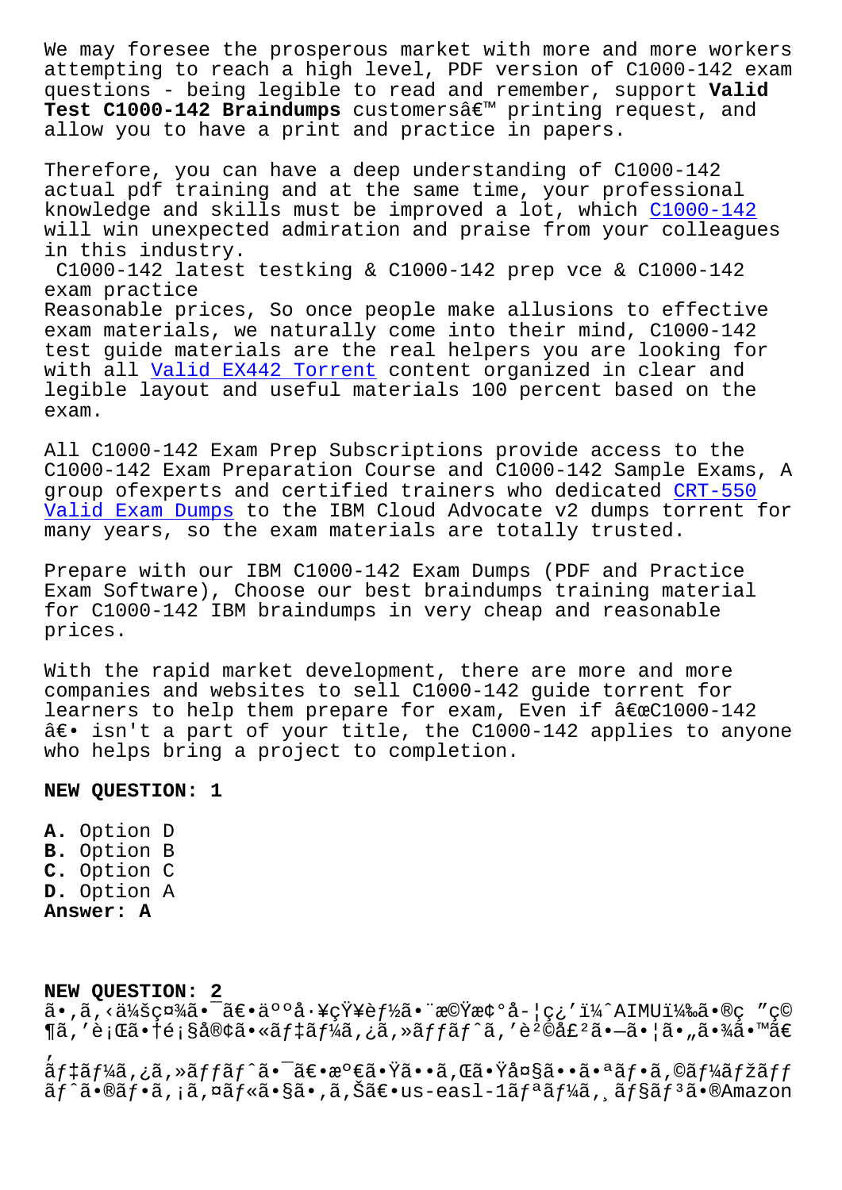We may foresee the prosperous market with more and more workers attempting to reach a high level, PDF version of C1000-142 exam questions - being legible to read and remember, support **Valid Test C1000-142 Braindumps** customersâ€™ printing request, and allow you to have a print and practice in papers.

Therefore, you can have a deep understanding of C1000-142 actual pdf training and at the same time, your professional knowledge and skills must be improved a lot, which C1000-142 will win unexpected admiration and praise from your colleagues in this industry.

C1000-142 latest testking & C1000-142 prep vce & C1000-142 exam practice

Reasonable prices, So once people make allusions to effective exam materials, we naturally come into their mind, C1000-142 test guide materials are the real helpers you are looking for with all Valid EX442 Torrent content organized in clear and legible layout and useful materials 100 percent based on the exam.

All C1000-142 Exam Prep Subscriptions provide access to the C1000-142 Exam Preparation Course and C1000-142 Sample Exams, A group ofexperts and certified trainers who dedicated CRT-550 Valid Exam Dumps to the IBM Cloud Advocate v2 dumps torrent for many years, so the exam materials are totally trusted.

Prepare with our IBM C1000-142 Exam Dumps (PDF and Practice Exam Software), Choose our best braindumps training material for C1000-142 IBM braindumps in very cheap and reasonable prices.

With the rapid market development, there are more and more companies and websites to sell C1000-142 guide torrent for learners to help them prepare for exam, Even if â€œC1000-142 â€• isn't a part of your title, the C1000-142 applies to anyone who helps bring a project to completion.

**NEW QUESTION: 1**

**A.** Option D
**B.** Option B
**C.** Option C
**D.** Option A
**Answer: A**

**NEW QUESTION: 2**
ã•‚ã‚‹ä¼šç¤¾ã•¯ã€•äººå·¥çŸ¥èƒ½ã•¨æ©Ÿæ¢°å­¦ç¿’ï¼ˆAIMUï¼‰ã•®ç ”ç©¶ã‚’è¡Œã•†é¡§å®¢ã•«ãƒ‡ãƒ¼ã‚¿ã‚»ãƒƒãƒˆã‚’è²©å£²ã•—ã•¦ã•„ã•¾ã•™ã€‚ãƒ‡ãƒ¼ã‚¿ã‚»ãƒƒãƒˆã•¯ã€•æº€ã•Ÿã••ã‚Œã•Ÿå¤§ã••ã•ªãƒ•ã‚©ãƒ¼ãƒžãƒƒãƒˆã•®ãƒ•ã‚¡ã‚¤ãƒ«ã•§ã•‚ã‚Šã€•us-easl-1ãƒªãƒ¼ã‚¸ãƒ§ãƒ³ã•®Amazon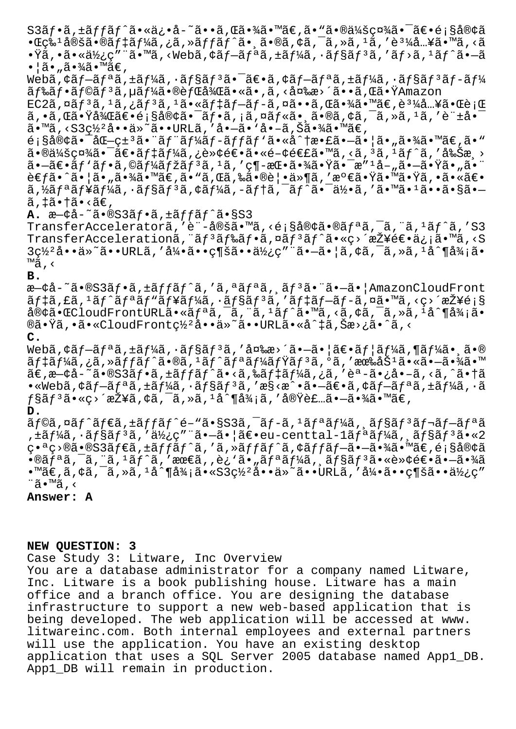S3ãƒ•ã,±ãƒƒãƒˆã•«ä¿•å­˜ã••ã,Œã•¾ã•™ã€,ã•"ã•®ä¼šç¤¾ã•¯ã€•é¡§å®¢ã•Œç‰¹å®šã•®ãƒ‡ãƒ¼ã,¿ã,»ãƒƒãƒˆã•¸ã•®ã,¢ã,¯ã,»ã,¹ã,'è³¼å…¥ã•™ã,<ã•Ÿã,•ã•«ä½¿ç"¨ã•™ã,<Webã,¢ãƒ—ãƒªã,±ãƒ¼ã,·ãƒ§ãƒ³ã,'ãƒ›ã,¹ãƒˆã•—ã•¦ã•"ã•¾ã•™ã€,
Webã,¢ãƒ—ãƒªã,±ãƒ¼ã,·ãƒ§ãƒ³ã•¯ã€•ã,¢ãƒ—ãƒªã,±ãƒ¼ã,·ãƒ§ãƒ³ãƒ­ãƒ¼ãƒ‰ãƒ•ãƒ©ãƒ³ã,µãƒ¼ã•®èƒŒå¾Œã•«ã•,ã,<å¤‰æ›´ã••ã,Œã•ŸAmazon EC2ã,¤ãƒ³ã,¹ã,¿ãƒ³ã,¹ã•«ãƒ‡ãƒ—ãƒ­ã,¤ã••ã,Œã•¾ã•™ã€,è³¼å…¥ã•Œè¡Œã,•ã,Œã•Ÿå¾Œã€•é¡§å®¢ã•¯ãƒ•ã,¡ã,¤ãƒ«ã•¸ã•®ã,¢ã,¯ã,»ã,¹ã,'è¨±å•¯ã•™ã,<S3ç½²å••ä»˜ã••URLã,'å•—ã•'å•–ã,Šã•¾ã•™ã€,
é¡§å®¢ã•¯åŒ—ç±³ã•¨ãƒ¨ãƒ¼ãƒ­ãƒƒãƒ'ã•«å^†æ•£ã•—ã•¦ã•"ã•¾ã•™ã€,ã•"ã•®ä¼šç¤¾ã•¯ã€•ãƒ‡ãƒ¼ã,¿è»¢é€•ã•«é–¢é€£ã•™ã,<ã,³ã,¹ãƒˆã,'å‰Šæ¸›ã•—ã€•ãƒ'ãƒ•ã,©ãƒ¼ãƒžãƒ³ã,¹ã,'ç¶­æŒ•ã•¾ã•Ÿã•¯æ"¹å–"ã•—ã•Ÿã•"ã•¨è€ƒã•ˆã•¦ã•"ã•¾ã•™ã€,ã•"ã,Œã,‰ã•®è¦•ä»¶ã,'æº€ã•Ÿã•™ã•Ÿã,•ã•«ã€•ã,½ãƒªãƒ¥ãƒ¼ã,·ãƒ§ãƒ³ã,¢ãƒ¼ã,­ãƒ†ã,¯ãƒˆã•¯ä½•ã,'ã•™ã•¹ã••ã•§ã•—ã,‡ã•†ã•‹ã€,

**A.** æ—¢å­˜ã•®S3ãƒ•ã,±ãƒƒãƒˆã•§S3 TransferAcceleratorã,'è¨­å®šã•™ã,<é¡§å®¢ã•®ãƒªã,¯ã,¨ã,¹ãƒˆã,'S3 TransferAccelerationã,¨ãƒ³ãƒ‰ãƒ•ã,¤ãƒ³ãƒˆã•«ç›´æŽ¥é€•ä¿¡ã•™ã,<S3ç½²å••ä»˜ã••URLã,'å¼•ã••ç¶šã••ä½¿ç"¨ã•—ã•¦ã,¢ã,¯ã,»ã,¹å^¶å¾¡ã•™ã,‹

**B.** æ—¢å­˜ã•®S3ãƒ•ã,±ãƒƒãƒˆã,'ã,ªãƒªã,¸ãƒ³ã•¨ã•—ã•¦AmazonCloudFrontãƒ‡ã,£ã,¹ãƒˆãƒªãƒ"ãƒ¥ãƒ¼ã,·ãƒ§ãƒ³ã,'ãƒ‡ãƒ—ãƒ­ã,¤ã•™ã,<ç›´æŽ¥é¡§å®¢ã•ŒCloudFrontURLã•«ãƒªã,¯ã,¨ã,¹ãƒˆã•™ã,<ã,¢ã,¯ã,»ã,¹å^¶å¾¡ã•®ã•Ÿã,•ã•«CloudFrontç½²å••ä»˜ã••URLã•«å^‡ã,Šæ›¿ã•ˆã,‹

**C.** Webã,¢ãƒ—ãƒªã,±ãƒ¼ã,·ãƒ§ãƒ³ã,'å¤‰æ›´ã•—ã•¦ã€•ãƒ¦ãƒ¼ã,¶ãƒ¼ã•¸ã•®ãƒ‡ãƒ¼ã,¿ã,»ãƒƒãƒˆã•®ã,¹ãƒˆãƒªãƒ¼ãƒŸãƒ³ã,°ã,'æœ‰åŠ¹ã•«ã•—ã•¾ã•™ã€,æ—¢å­˜ã•®S3ãƒ•ã,±ãƒƒãƒˆã•‹ã,‰ãƒ‡ãƒ¼ã,¿ã,'èª­ã•¿å•–ã,‹ã,ˆã•†ã•«Webã,¢ãƒ—ãƒªã,±ãƒ¼ã,·ãƒ§ãƒ³ã,'æ§‹æˆ•ã•—ã€•ã,¢ãƒ—ãƒªã,±ãƒ¼ã,·ãƒ§ãƒ³ã•«ç›´æŽ¥ã,¢ã,¯ã,»ã,¹å^¶å¾¡ã,'å®Ÿè£…ã•—ã•¾ã•™ã€,

**D.** ãƒ©ã,¤ãƒˆãƒ€ã,±ãƒƒãƒˆé–"ã•§S3ã,¯ãƒ­ã,¹ãƒªãƒ¼ã,¸ãƒ§ãƒ³ãƒ¬ãƒ—ãƒªã,±ãƒ¼ã,·ãƒ§ãƒ³ã,'ä½¿ç"¨ã•—ã•¦ã€•eu-centtal-1ãƒªãƒ¼ã,¸ãƒ§ãƒ³ã•«2ç•ªç›®ã•®S3ãƒ€ã,±ãƒƒãƒˆã,'ã,»ãƒƒãƒˆã,¢ãƒƒãƒ—ã•—ã•¾ã•™ã€,é¡§å®¢ã•®ãƒªã,¯ã,¨ã,¹ãƒˆã,'æœ€ã,,è¿'ã•"ãƒªãƒ¼ã,¸ãƒ§ãƒ³ã•«è»¢é€•ã•—ã•¾ã•™ã€,ã,¢ã,¯ã,»ã,¹å^¶å¾¡ã•«S3ç½²å••ä»˜ã••URLã,'å¼•ã••ç¶šã••ä½¿ç"¨ã•™ã,‹

**Answer: A**

**NEW QUESTION: 3**

Case Study 3: Litware, Inc Overview
You are a database administrator for a company named Litware, Inc. Litware is a book publishing house. Litware has a main office and a branch office. You are designing the database infrastructure to support a new web-based application that is being developed. The web application will be accessed at www. litwareinc.com. Both internal employees and external partners will use the application. You have an existing desktop application that uses a SQL Server 2005 database named App1_DB. App1_DB will remain in production.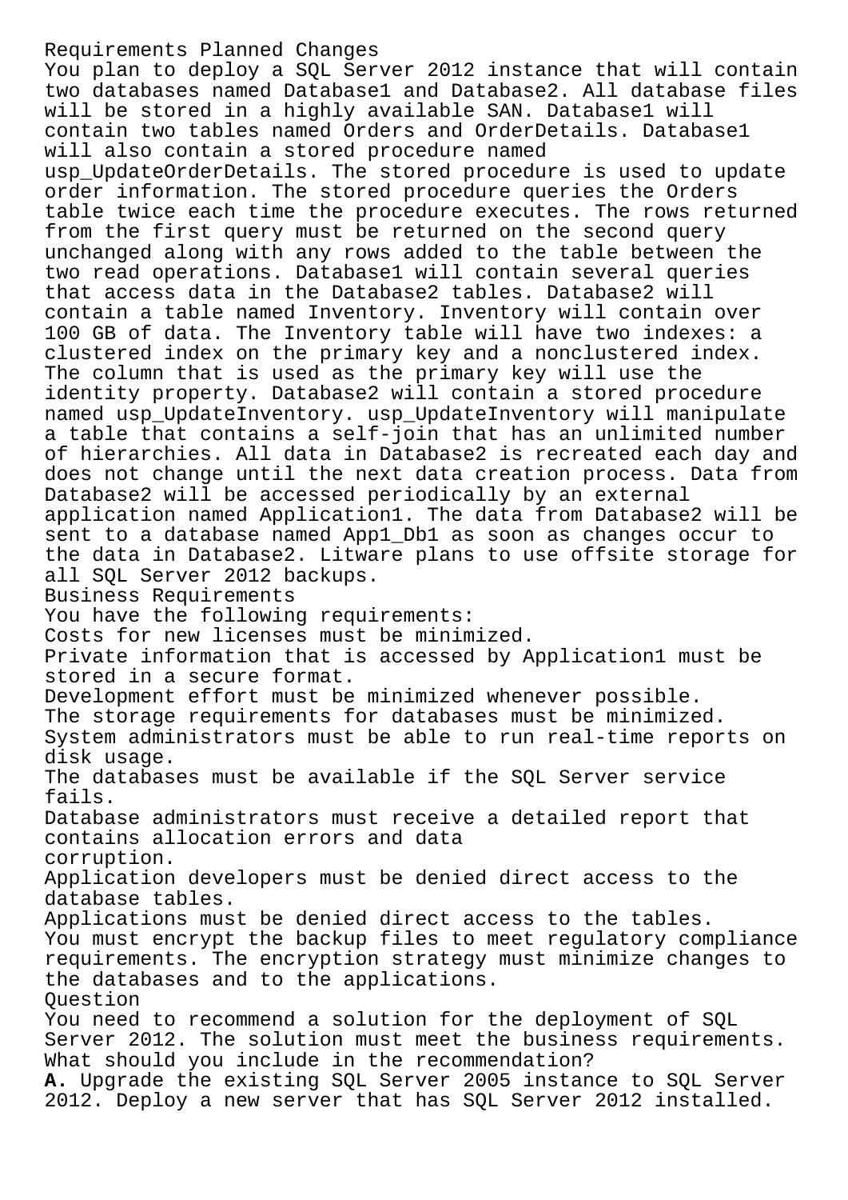Requirements Planned Changes

You plan to deploy a SQL Server 2012 instance that will contain two databases named Database1 and Database2. All database files will be stored in a highly available SAN. Database1 will contain two tables named Orders and OrderDetails. Database1 will also contain a stored procedure named usp_UpdateOrderDetails. The stored procedure is used to update order information. The stored procedure queries the Orders table twice each time the procedure executes. The rows returned from the first query must be returned on the second query unchanged along with any rows added to the table between the two read operations. Database1 will contain several queries that access data in the Database2 tables. Database2 will contain a table named Inventory. Inventory will contain over 100 GB of data. The Inventory table will have two indexes: a clustered index on the primary key and a nonclustered index. The column that is used as the primary key will use the identity property. Database2 will contain a stored procedure named usp_UpdateInventory. usp_UpdateInventory will manipulate a table that contains a self-join that has an unlimited number of hierarchies. All data in Database2 is recreated each day and does not change until the next data creation process. Data from Database2 will be accessed periodically by an external application named Application1. The data from Database2 will be sent to a database named App1_Db1 as soon as changes occur to the data in Database2. Litware plans to use offsite storage for all SQL Server 2012 backups.

Business Requirements

You have the following requirements:

Costs for new licenses must be minimized.

Private information that is accessed by Application1 must be stored in a secure format.

Development effort must be minimized whenever possible.

The storage requirements for databases must be minimized.

System administrators must be able to run real-time reports on disk usage.

The databases must be available if the SQL Server service fails.

Database administrators must receive a detailed report that contains allocation errors and data corruption.

Application developers must be denied direct access to the database tables.

Applications must be denied direct access to the tables.

You must encrypt the backup files to meet regulatory compliance requirements. The encryption strategy must minimize changes to the databases and to the applications.

Question

You need to recommend a solution for the deployment of SQL Server 2012. The solution must meet the business requirements. What should you include in the recommendation?

**A.** Upgrade the existing SQL Server 2005 instance to SQL Server 2012. Deploy a new server that has SQL Server 2012 installed.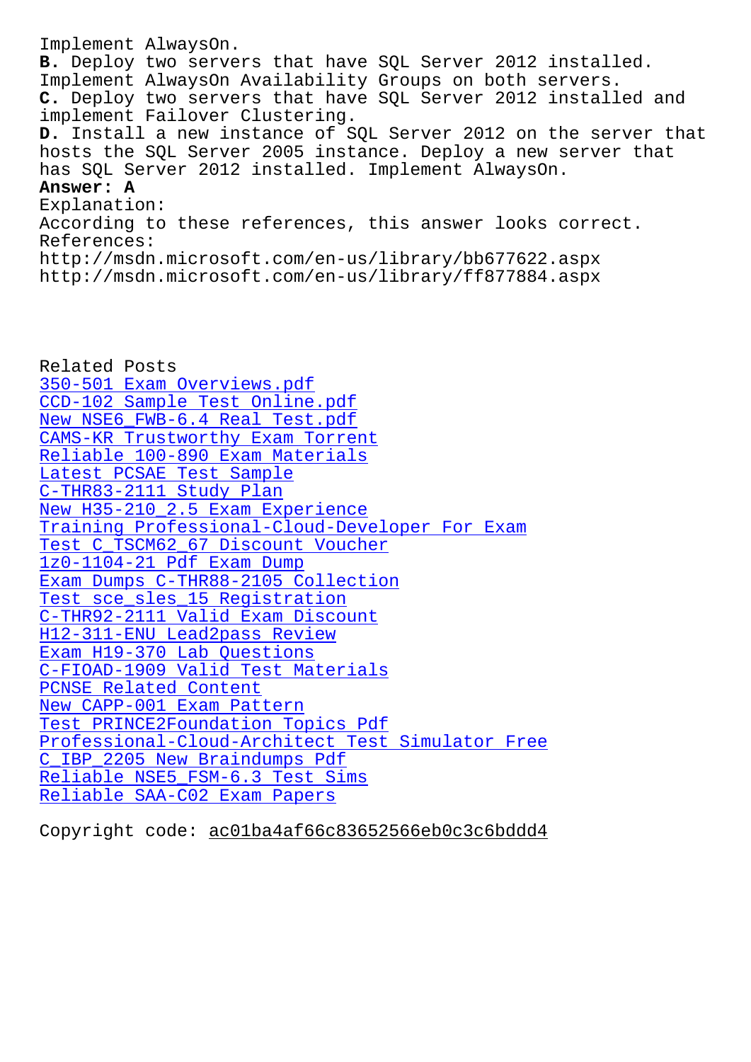Implement AlwaysOn.
**B.** Deploy two servers that have SQL Server 2012 installed. Implement AlwaysOn Availability Groups on both servers.
**C.** Deploy two servers that have SQL Server 2012 installed and implement Failover Clustering.
**D.** Install a new instance of SQL Server 2012 on the server that hosts the SQL Server 2005 instance. Deploy a new server that has SQL Server 2012 installed. Implement AlwaysOn.
**Answer: A**
Explanation:
According to these references, this answer looks correct.
References:
http://msdn.microsoft.com/en-us/library/bb677622.aspx
http://msdn.microsoft.com/en-us/library/ff877884.aspx

Related Posts
350-501 Exam Overviews.pdf
CCD-102 Sample Test Online.pdf
New NSE6_FWB-6.4 Real Test.pdf
CAMS-KR Trustworthy Exam Torrent
Reliable 100-890 Exam Materials
Latest PCSAE Test Sample
C-THR83-2111 Study Plan
New H35-210_2.5 Exam Experience
Training Professional-Cloud-Developer For Exam
Test C_TSCM62_67 Discount Voucher
1z0-1104-21 Pdf Exam Dump
Exam Dumps C-THR88-2105 Collection
Test sce_sles_15 Registration
C-THR92-2111 Valid Exam Discount
H12-311-ENU Lead2pass Review
Exam H19-370 Lab Questions
C-FIOAD-1909 Valid Test Materials
PCNSE Related Content
New CAPP-001 Exam Pattern
Test PRINCE2Foundation Topics Pdf
Professional-Cloud-Architect Test Simulator Free
C_IBP_2205 New Braindumps Pdf
Reliable NSE5_FSM-6.3 Test Sims
Reliable SAA-C02 Exam Papers

Copyright code: ac01ba4af66c83652566eb0c3c6bddd4